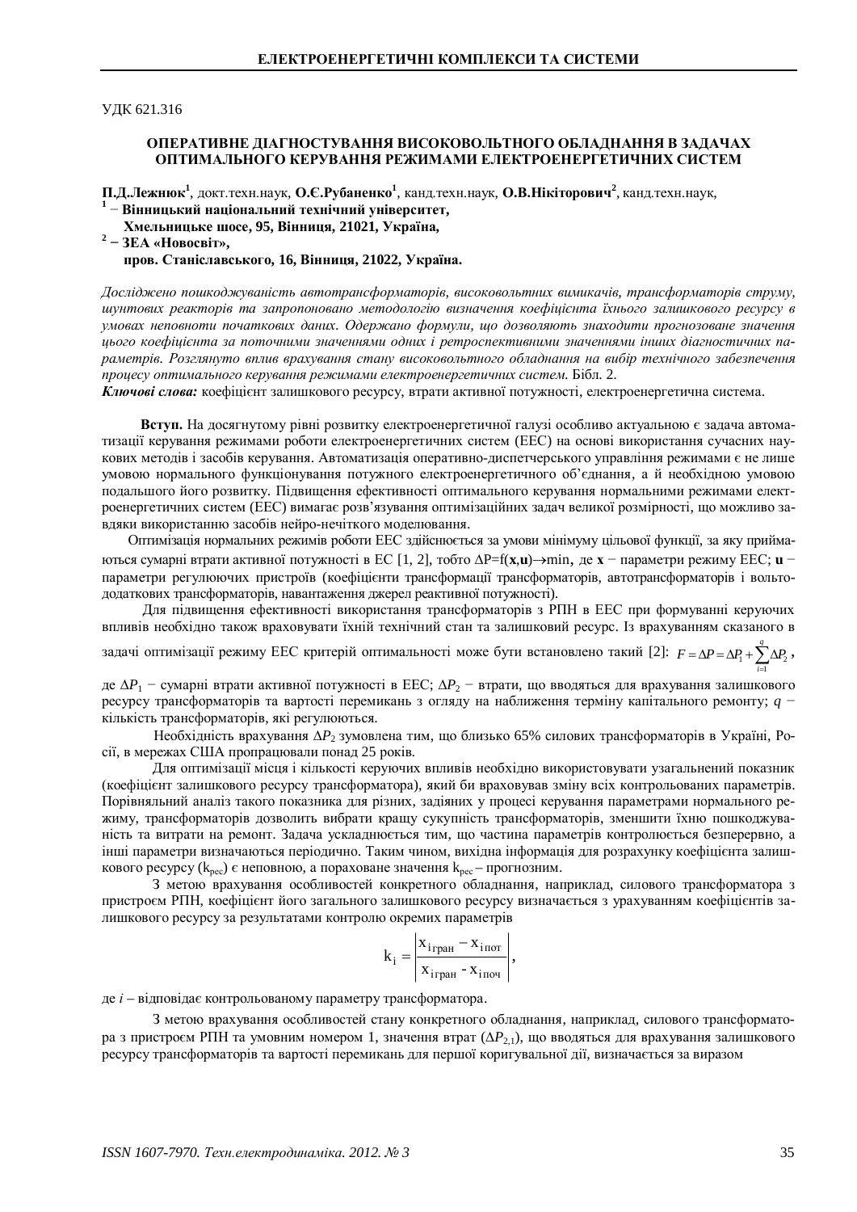УДК 621.316

# ОПЕРАТИВНЕ ДІАГНОСТУВАННЯ ВИСОКОВОЛЬТНОГО ОБЛАДНАННЯ В ЗАДАЧАХ ОПТИМАЛЬНОГО КЕРУВАННЯ РЕЖИМАМИ ЕЛЕКТРОЕНЕРГЕТИЧНИХ СИСТЕМ

**П.Д.Лежнюк**[1], докт.техн.наук, **О.Є.Рубаненко**[1], канд.техн.наук, **О.В.Нікіторович**[2], канд.техн.наук,

[1] – **Вінницький національний технічний університет, Хмельницьке шосе, 95, Вінниця, 21021, Україна,**

[2] – **ЗЕА «Новосвіт», пров. Станіславського, 16, Вінниця, 21022, Україна.**

*Досліджено пошкоджуваність автотрансформаторів, високовольтних вимикачів, трансформаторів струму, шунтових реакторів та запропоновано методологію визначення коефіцієнта їхнього залишкового ресурсу в умовах неповноти початкових даних. Одержано формули, що дозволяють знаходити прогнозоване значення цього коефіцієнта з поточними значеннями одних і ретроспективними значеннями інших діагностичних параметрів. Розглянуто вплив врахування стану високовольтного обладнання на вибір технічного забезпечення процесу оптимального керування режимами електроенергетичних систем.* Бібл. 2.

***Ключові слова:*** коефіцієнт залишкового ресурсу, втрати активної потужності, електроенергетична система.

**Вступ.** На досягнутому рівні розвитку електроенергетичної галузі особливо актуальною є задача автоматизації керування режимами роботи електроенергетичних систем (ЕЕС) на основі використання сучасних наукових методів і засобів керування. Автоматизація оперативно-диспетчерського управління режимами є не лише умовою нормального функціонування потужного електроенергетичного об'єднання, а й необхідною умовою подальшого його розвитку. Підвищення ефективності оптимального керування нормальними режимами електроенергетичних систем (ЕЕС) вимагає розв'язування оптимізаційних задач великої розмірності, що можливо завдяки використанню засобів нейро-нечіткого моделювання.

Оптимізація нормальних режимів роботи ЕЕС здійснюється за умови мінімуму цільової функції, за яку приймаються сумарні втрати активної потужності в ЕС [1, 2], тобто $\Delta P = f(\mathbf{x},\mathbf{u}) \rightarrow \min$, де $\mathbf{x}$ − параметри режиму ЕЕС; $\mathbf{u}$ − параметри регулюючих пристроїв (коефіцієнти трансформації трансформаторів, автотрансформаторів і вольтододаткових трансформаторів, навантаження джерел реактивної потужності).

Для підвищення ефективності використання трансформаторів з РПН в ЕЕС при формуванні керуючих впливів необхідно також враховувати їхній технічний стан та залишковий ресурс. Із врахуванням сказаного в задачі оптимізації режиму ЕЕС критерій оптимальності може бути встановлено такий [2]: $F = \Delta P = \Delta P_1 + \sum_{i=1}^{q} \Delta P_2$,

де $\Delta P_1$ − сумарні втрати активної потужності в ЕЕС; $\Delta P_2$ − втрати, що вводяться для врахування залишкового ресурсу трансформаторів та вартості перемикань з огляду на наближення терміну капітального ремонту; $q$ − кількість трансформаторів, які регулюються.

Необхідність врахування $\Delta P_2$ зумовлена тим, що близько 65% силових трансформаторів в Україні, Росії, в мережах США пропрацювали понад 25 років.

Для оптимізації місця і кількості керуючих впливів необхідно використовувати узагальнений показник (коефіцієнт залишкового ресурсу трансформатора), який би враховував зміну всіх контрольованих параметрів. Порівняльний аналіз такого показника для різних, задіяних у процесі керування параметрами нормального режиму, трансформаторів дозволить вибрати кращу сукупність трансформаторів, зменшити їхню пошкоджуваність та витрати на ремонт. Задача ускладнюється тим, що частина параметрів контролюється безперервно, а інші параметри визначаються періодично. Таким чином, вихідна інформація для розрахунку коефіцієнта залишкового ресурсу ($k_{рес}$) є неповною, а пораховане значення $k_{рес}$ – прогнозним.

З метою врахування особливостей конкретного обладнання, наприклад, силового трансформатора з пристроєм РПН, коефіцієнт його загального залишкового ресурсу визначається з урахуванням коефіцієнтів залишкового ресурсу за результатами контролю окремих параметрів

$$k_i = \left| \frac{x_{i\,гран} - x_{i\,пот}}{x_{i\,гран} - x_{i\,поч}} \right|,$$

де $i$ – відповідає контрольованому параметру трансформатора.

З метою врахування особливостей стану конкретного обладнання, наприклад, силового трансформатора з пристроєм РПН та умовним номером 1, значення втрат ($\Delta P_{2,1}$), що вводяться для врахування залишкового ресурсу трансформаторів та вартості перемикань для першої коригувальної дії, визначається за виразом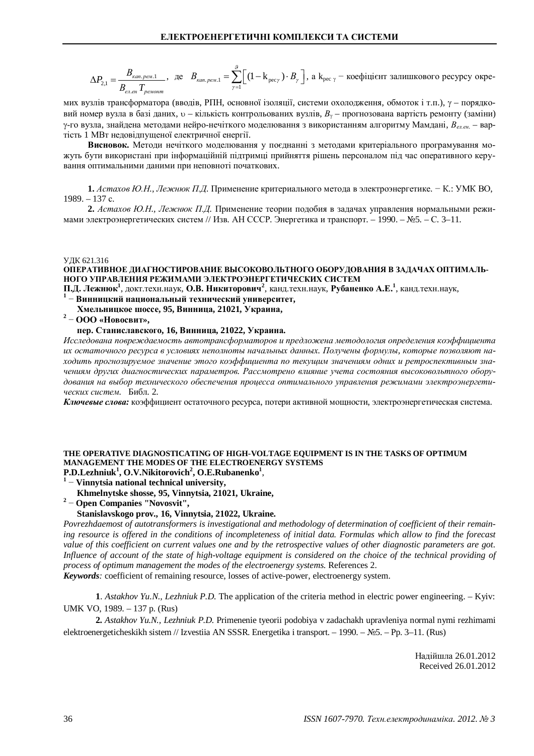$$\Delta P_{2,1} = \frac{B_{кап.рем.1}}{B_{ел.ен} T_{ремонт}}, \quad \text{де} \quad B_{кап.рем.1} = \sum_{\gamma=1}^{\vartheta} \left[ (1 - k_{рес\gamma}) \cdot B_{\gamma} \right],$$ а $k_{рес\ \gamma}$ – коефіцієнт залишкового ресурсу окремих вузлів трансформатора (вводів, РПН, основної ізоляції, системи охолодження, обмоток і т.п.), $\gamma$ – порядковий номер вузла в базі даних, $\upsilon$ – кількість контрольованих вузлів, $B_{\gamma}$ – прогнозована вартість ремонту (заміни) $\gamma$-го вузла, знайдена методами нейро-нечіткого моделювання з використанням алгоритму Мамдані, $B_{ел.ен.}$ – вартість 1 МВт недовідпущеної електричної енергії.

**Висновок.** Методи нечіткого моделювання у поєднанні з методами критеріального програмування можуть бути використані при інформаційній підтримці прийняття рішень персоналом під час оперативного керування оптимальними даними при неповноті початкових.

**1.** *Астахов Ю.Н., Лежнюк П.Д.* Применение критериального метода в электроэнергетике. − К.: УМК ВО, 1989. – 137 с.

**2.** *Астахов Ю.Н., Лежнюк П.Д.* Применение теории подобия в задачах управления нормальными режимами электроэнергетических систем // Изв. АН СССР. Энергетика и транспорт. – 1990. – №5. – С. 3–11.

УДК 621.316

**ОПЕРАТИВНОЕ ДИАГНОСТИРОВАНИЕ ВЫСОКОВОЛЬТНОГО ОБОРУДОВАНИЯ В ЗАДАЧАХ ОПТИМАЛЬНОГО УПРАВЛЕНИЯ РЕЖИМАМИ ЭЛЕКТРОЭНЕРГЕТИЧЕСКИХ СИСТЕМ**

**П.Д. Лежнюк**[1], докт.техн.наук, **О.В. Никиторович**[2], канд.техн.наук, **Рубаненко А.Е.**[1], канд.техн.наук,

[1] – **Винницкий национальный технический университет,**
**Хмельницкое шоссе, 95, Винница, 21021, Украина,**

[2] – **ООО «Новосвит»,**
**пер. Станиславского, 16, Винница, 21022, Украина.**

*Исследована повреждаемость автотрансформаторов и предложена методология определения коэффициента их остаточного ресурса в условиях неполноты начальных данных. Получены формулы, которые позволяют находить прогнозируемое значение этого коэффициента по текущим значениям одних и ретроспективным значениям других диагностических параметров. Рассмотрено влияние учета состояния высоковольтного оборудования на выбор технического обеспечения процесса оптимального управления режимами электроэнергетических систем.* Библ. 2.

***Ключевые слова:*** коэффициент остаточного ресурса, потери активной мощности, электроэнергетическая система.

**THE OPERATIVE DIAGNOSTICATING OF HIGH-VOLTAGE EQUIPMENT IS IN THE TASKS OF OPTIMUM MANAGEMENT THE MODES OF THE ELECTROENERGY SYSTEMS**

**P.D.Lezhniuk**[1], **O.V.Nikitorovich**[2], **O.E.Rubanenko**[1],

[1] – **Vinnytsia national technical university,**
**Khmelnytske shosse, 95, Vinnytsia, 21021, Ukraine,**

[2] – **Open Companies "Novosvit",**
**Stanislavskogo prov., 16, Vinnytsia, 21022, Ukraine.**

*Povrezhdaemost of autotransformers is investigational and methodology of determination of coefficient of their remaining resource is offered in the conditions of incompleteness of initial data. Formulas which allow to find the forecast value of this coefficient on current values one and by the retrospective values of other diagnostic parameters are got. Influence of account of the state of high-voltage equipment is considered on the choice of the technical providing of process of optimum management the modes of the electroenergy systems.* References 2.

***Keywords****:* coefficient of remaining resource, losses of active-power, electroenergy system.

**1**. *Astakhov Yu.N., Lezhniuk P.D.* The application of the criteria method in electric power engineering. – Kyiv: UMK VO, 1989. – 137 p. (Rus)

**2.** *Astakhov Yu.N., Lezhniuk P.D.* Primenenie tyeorii podobiya v zadachakh upravleniya normal nymi rezhimami elektroenergeticheskikh sistem // Izvestiia AN SSSR. Energetika i transport. – 1990. – №5. – Pp. 3–11. (Rus)

Надійшла 26.01.2012
Received 26.01.2012